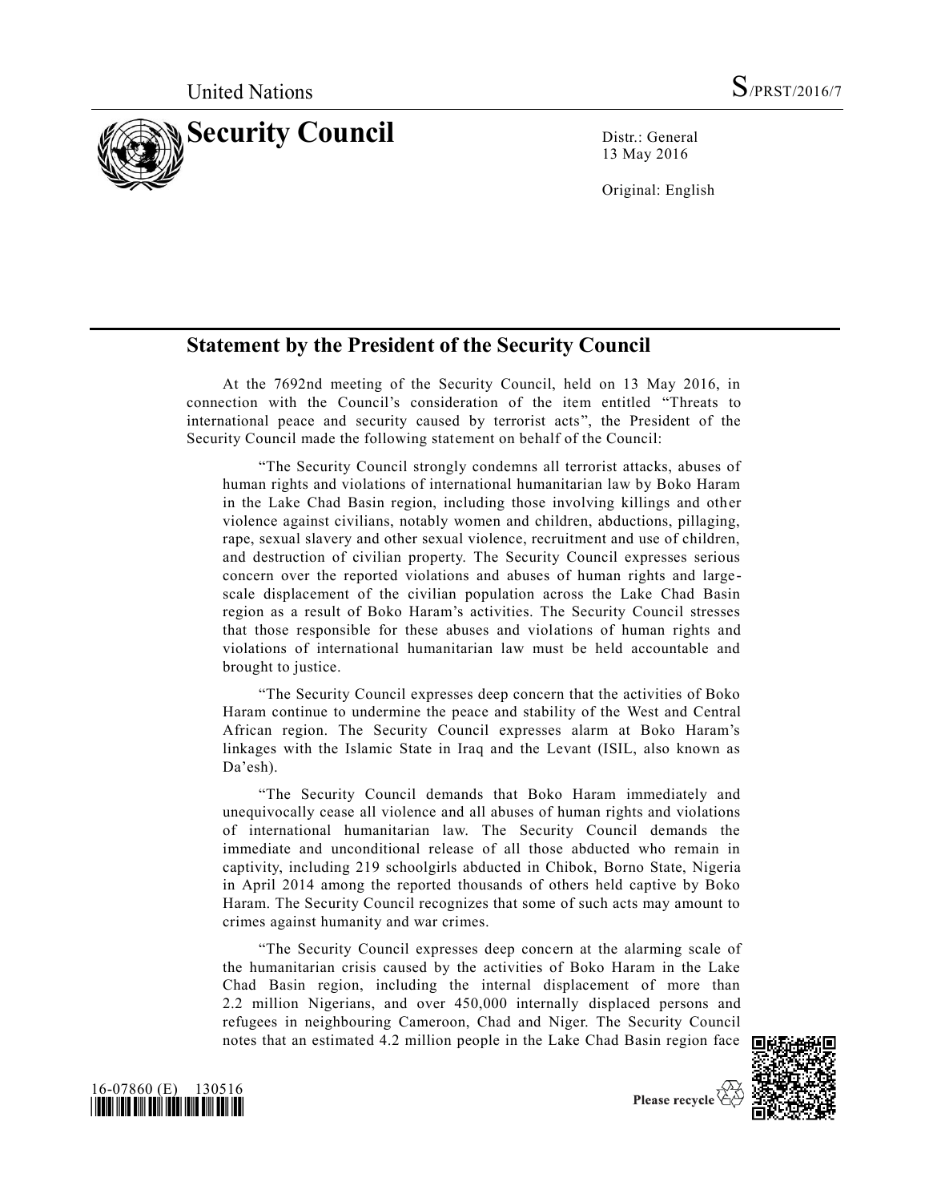United Nations S/PRST/2016/7

# Security Council

Distr.: General
13 May 2016

Original: English

## Statement by the President of the Security Council

At the 7692nd meeting of the Security Council, held on 13 May 2016, in connection with the Council's consideration of the item entitled "Threats to international peace and security caused by terrorist acts", the President of the Security Council made the following statement on behalf of the Council:

> "The Security Council strongly condemns all terrorist attacks, abuses of human rights and violations of international humanitarian law by Boko Haram in the Lake Chad Basin region, including those involving killings and other violence against civilians, notably women and children, abductions, pillaging, rape, sexual slavery and other sexual violence, recruitment and use of children, and destruction of civilian property. The Security Council expresses serious concern over the reported violations and abuses of human rights and large-scale displacement of the civilian population across the Lake Chad Basin region as a result of Boko Haram's activities. The Security Council stresses that those responsible for these abuses and violations of human rights and violations of international humanitarian law must be held accountable and brought to justice.
>
> "The Security Council expresses deep concern that the activities of Boko Haram continue to undermine the peace and stability of the West and Central African region. The Security Council expresses alarm at Boko Haram's linkages with the Islamic State in Iraq and the Levant (ISIL, also known as Da'esh).
>
> "The Security Council demands that Boko Haram immediately and unequivocally cease all violence and all abuses of human rights and violations of international humanitarian law. The Security Council demands the immediate and unconditional release of all those abducted who remain in captivity, including 219 schoolgirls abducted in Chibok, Borno State, Nigeria in April 2014 among the reported thousands of others held captive by Boko Haram. The Security Council recognizes that some of such acts may amount to crimes against humanity and war crimes.
>
> "The Security Council expresses deep concern at the alarming scale of the humanitarian crisis caused by the activities of Boko Haram in the Lake Chad Basin region, including the internal displacement of more than 2.2 million Nigerians, and over 450,000 internally displaced persons and refugees in neighbouring Cameroon, Chad and Niger. The Security Council notes that an estimated 4.2 million people in the Lake Chad Basin region face

16-07860 (E) 130516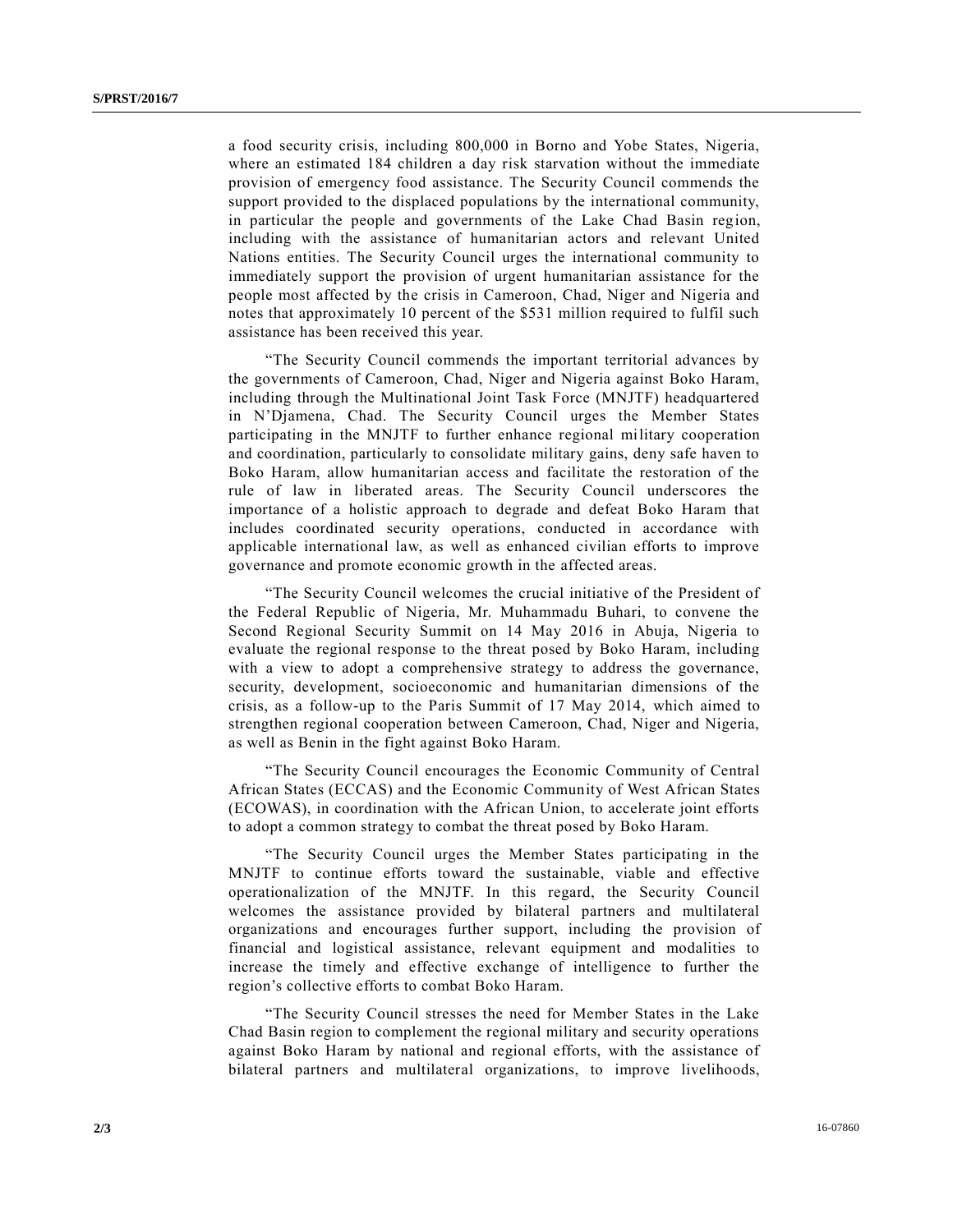a food security crisis, including 800,000 in Borno and Yobe States, Nigeria, where an estimated 184 children a day risk starvation without the immediate provision of emergency food assistance. The Security Council commends the support provided to the displaced populations by the international community, in particular the people and governments of the Lake Chad Basin region, including with the assistance of humanitarian actors and relevant United Nations entities. The Security Council urges the international community to immediately support the provision of urgent humanitarian assistance for the people most affected by the crisis in Cameroon, Chad, Niger and Nigeria and notes that approximately 10 percent of the $531 million required to fulfil such assistance has been received this year.

"The Security Council commends the important territorial advances by the governments of Cameroon, Chad, Niger and Nigeria against Boko Haram, including through the Multinational Joint Task Force (MNJTF) headquartered in N'Djamena, Chad. The Security Council urges the Member States participating in the MNJTF to further enhance regional military cooperation and coordination, particularly to consolidate military gains, deny safe haven to Boko Haram, allow humanitarian access and facilitate the restoration of the rule of law in liberated areas. The Security Council underscores the importance of a holistic approach to degrade and defeat Boko Haram that includes coordinated security operations, conducted in accordance with applicable international law, as well as enhanced civilian efforts to improve governance and promote economic growth in the affected areas.

"The Security Council welcomes the crucial initiative of the President of the Federal Republic of Nigeria, Mr. Muhammadu Buhari, to convene the Second Regional Security Summit on 14 May 2016 in Abuja, Nigeria to evaluate the regional response to the threat posed by Boko Haram, including with a view to adopt a comprehensive strategy to address the governance, security, development, socioeconomic and humanitarian dimensions of the crisis, as a follow-up to the Paris Summit of 17 May 2014, which aimed to strengthen regional cooperation between Cameroon, Chad, Niger and Nigeria, as well as Benin in the fight against Boko Haram.

"The Security Council encourages the Economic Community of Central African States (ECCAS) and the Economic Community of West African States (ECOWAS), in coordination with the African Union, to accelerate joint efforts to adopt a common strategy to combat the threat posed by Boko Haram.

"The Security Council urges the Member States participating in the MNJTF to continue efforts toward the sustainable, viable and effective operationalization of the MNJTF. In this regard, the Security Council welcomes the assistance provided by bilateral partners and multilateral organizations and encourages further support, including the provision of financial and logistical assistance, relevant equipment and modalities to increase the timely and effective exchange of intelligence to further the region's collective efforts to combat Boko Haram.

"The Security Council stresses the need for Member States in the Lake Chad Basin region to complement the regional military and security operations against Boko Haram by national and regional efforts, with the assistance of bilateral partners and multilateral organizations, to improve livelihoods,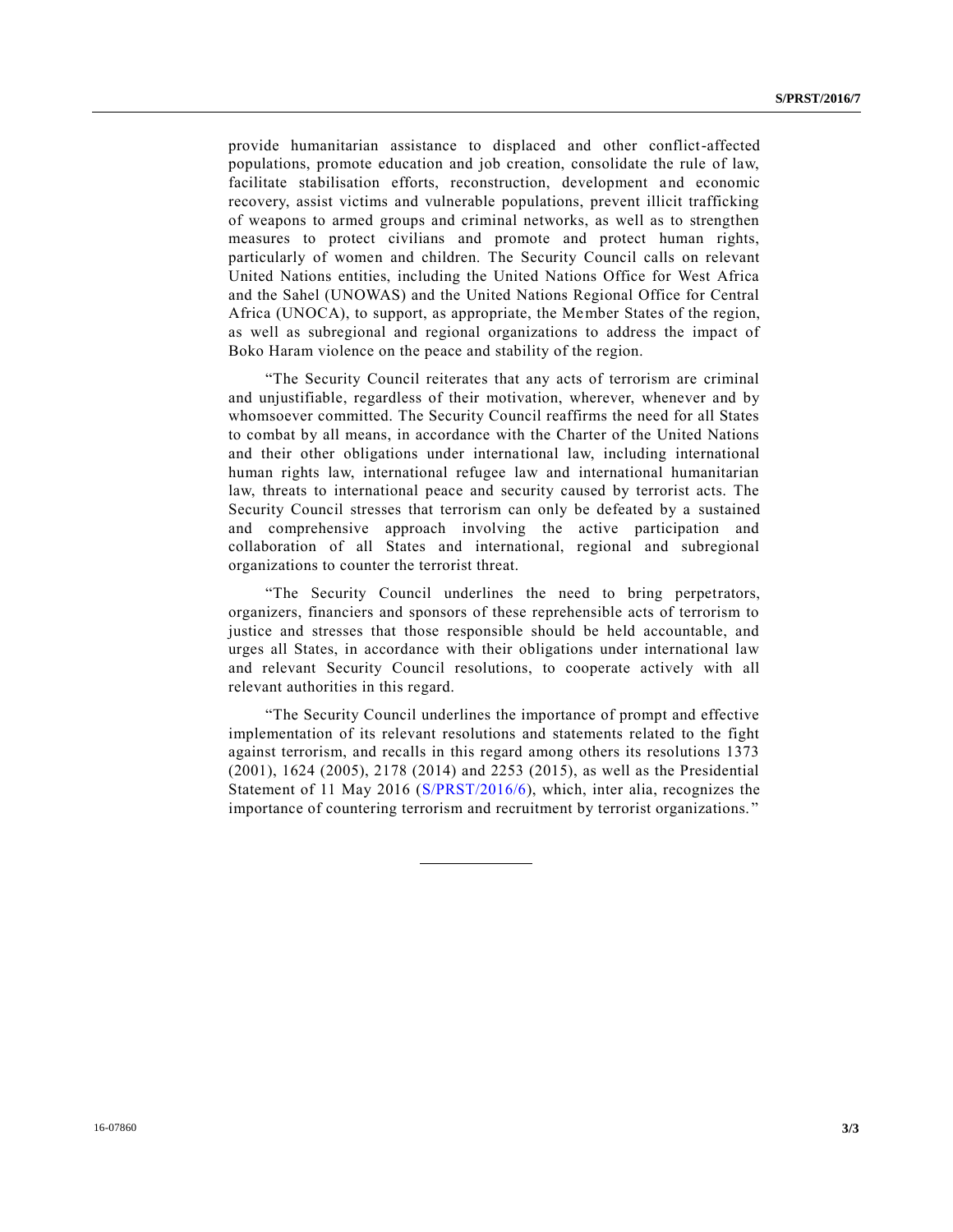provide humanitarian assistance to displaced and other conflict-affected populations, promote education and job creation, consolidate the rule of law, facilitate stabilisation efforts, reconstruction, development and economic recovery, assist victims and vulnerable populations, prevent illicit trafficking of weapons to armed groups and criminal networks, as well as to strengthen measures to protect civilians and promote and protect human rights, particularly of women and children. The Security Council calls on relevant United Nations entities, including the United Nations Office for West Africa and the Sahel (UNOWAS) and the United Nations Regional Office for Central Africa (UNOCA), to support, as appropriate, the Member States of the region, as well as subregional and regional organizations to address the impact of Boko Haram violence on the peace and stability of the region.

"The Security Council reiterates that any acts of terrorism are criminal and unjustifiable, regardless of their motivation, wherever, whenever and by whomsoever committed. The Security Council reaffirms the need for all States to combat by all means, in accordance with the Charter of the United Nations and their other obligations under international law, including international human rights law, international refugee law and international humanitarian law, threats to international peace and security caused by terrorist acts. The Security Council stresses that terrorism can only be defeated by a sustained and comprehensive approach involving the active participation and collaboration of all States and international, regional and subregional organizations to counter the terrorist threat.

"The Security Council underlines the need to bring perpetrators, organizers, financiers and sponsors of these reprehensible acts of terrorism to justice and stresses that those responsible should be held accountable, and urges all States, in accordance with their obligations under international law and relevant Security Council resolutions, to cooperate actively with all relevant authorities in this regard.

"The Security Council underlines the importance of prompt and effective implementation of its relevant resolutions and statements related to the fight against terrorism, and recalls in this regard among others its resolutions 1373 (2001), 1624 (2005), 2178 (2014) and 2253 (2015), as well as the Presidential Statement of 11 May 2016 (S/PRST/2016/6), which, inter alia, recognizes the importance of countering terrorism and recruitment by terrorist organizations."